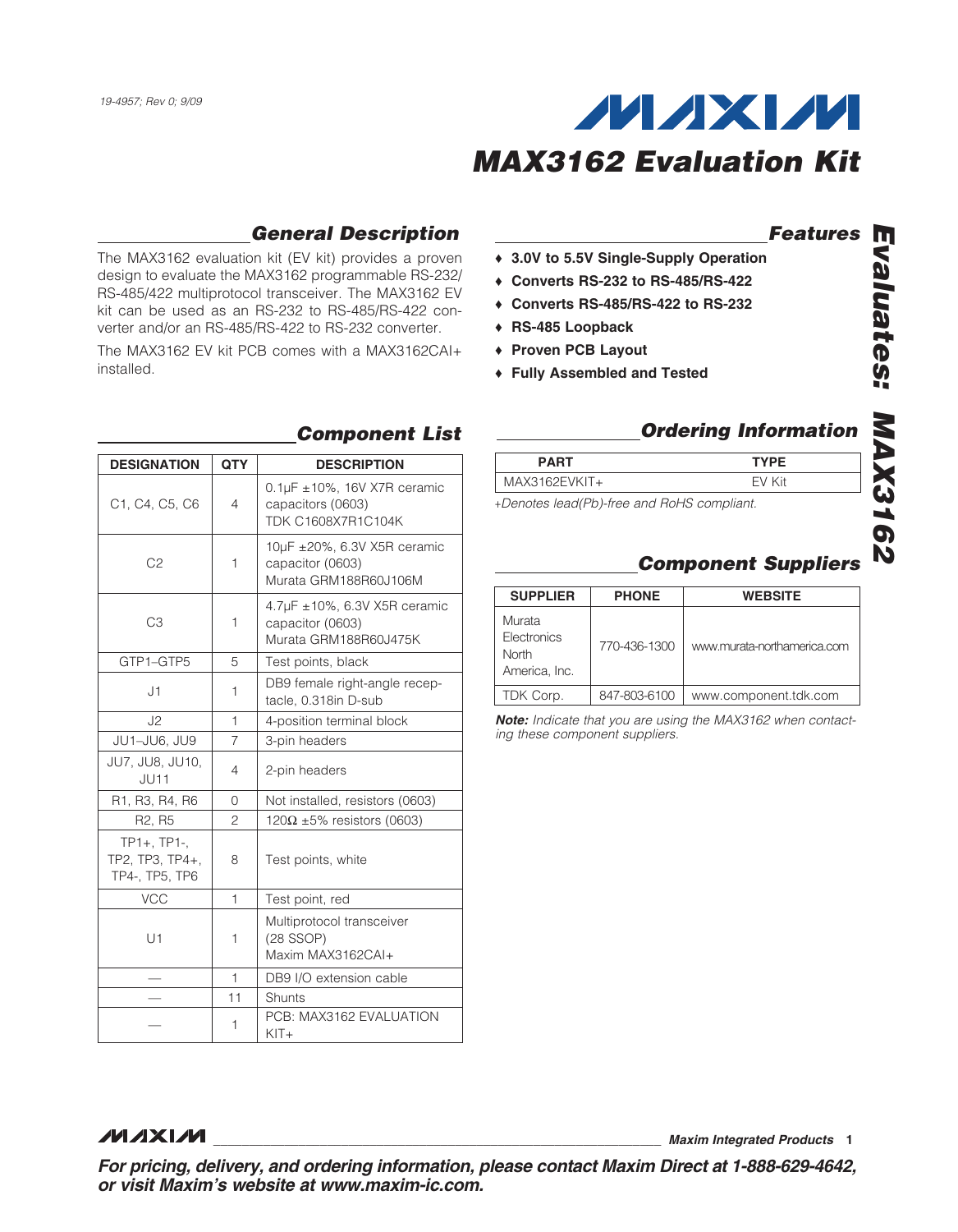19-4957; Rev 0; 9/09

# MAX3162 Evaluation Kit

## General Description

The MAX3162 evaluation kit (EV kit) provides a proven design to evaluate the MAX3162 programmable RS-232/ RS-485/422 multiprotocol transceiver. The MAX3162 EV kit can be used as an RS-232 to RS-485/RS-422 converter and/or an RS-485/RS-422 to RS-232 converter.

The MAX3162 EV kit PCB comes with a MAX3162CAI+ installed.

## Features

- ♦ **3.0V to 5.5V Single-Supply Operation**
- ♦ **Converts RS-232 to RS-485/RS-422**
- ♦ **Converts RS-485/RS-422 to RS-232**
- ♦ **RS-485 Loopback**
- ♦ **Proven PCB Layout**
- ♦ **Fully Assembled and Tested**

## Ordering Information

| PART | TYPE |
|---|---|
| MAX3162EVKIT+ | EV Kit |

+Denotes lead(Pb)-free and RoHS compliant.

## Component List

| DESIGNATION | QTY | DESCRIPTION |
|---|---|---|
| C1, C4, C5, C6 | 4 | 0.1µF ±10%, 16V X7R ceramic capacitors (0603) TDK C1608X7R1C104K |
| C2 | 1 | 10µF ±20%, 6.3V X5R ceramic capacitor (0603) Murata GRM188R60J106M |
| C3 | 1 | 4.7µF ±10%, 6.3V X5R ceramic capacitor (0603) Murata GRM188R60J475K |
| GTP1–GTP5 | 5 | Test points, black |
| J1 | 1 | DB9 female right-angle receptacle, 0.318in D-sub |
| J2 | 1 | 4-position terminal block |
| JU1–JU6, JU9 | 7 | 3-pin headers |
| JU7, JU8, JU10, JU11 | 4 | 2-pin headers |
| R1, R3, R4, R6 | 0 | Not installed, resistors (0603) |
| R2, R5 | 2 | 120Ω ±5% resistors (0603) |
| TP1+, TP1-, TP2, TP3, TP4+, TP4-, TP5, TP6 | 8 | Test points, white |
| VCC | 1 | Test point, red |
| U1 | 1 | Multiprotocol transceiver (28 SSOP) Maxim MAX3162CAI+ |
| — | 1 | DB9 I/O extension cable |
| — | 11 | Shunts |
| — | 1 | PCB: MAX3162 EVALUATION KIT+ |

## Component Suppliers

| SUPPLIER | PHONE | WEBSITE |
|---|---|---|
| Murata Electronics North America, Inc. | 770-436-1300 | www.murata-northamerica.com |
| TDK Corp. | 847-803-6100 | www.component.tdk.com |

***Note:*** *Indicate that you are using the MAX3162 when contacting these component suppliers.*

***For pricing, delivery, and ordering information, please contact Maxim Direct at 1-888-629-4642, or visit Maxim's website at www.maxim-ic.com.***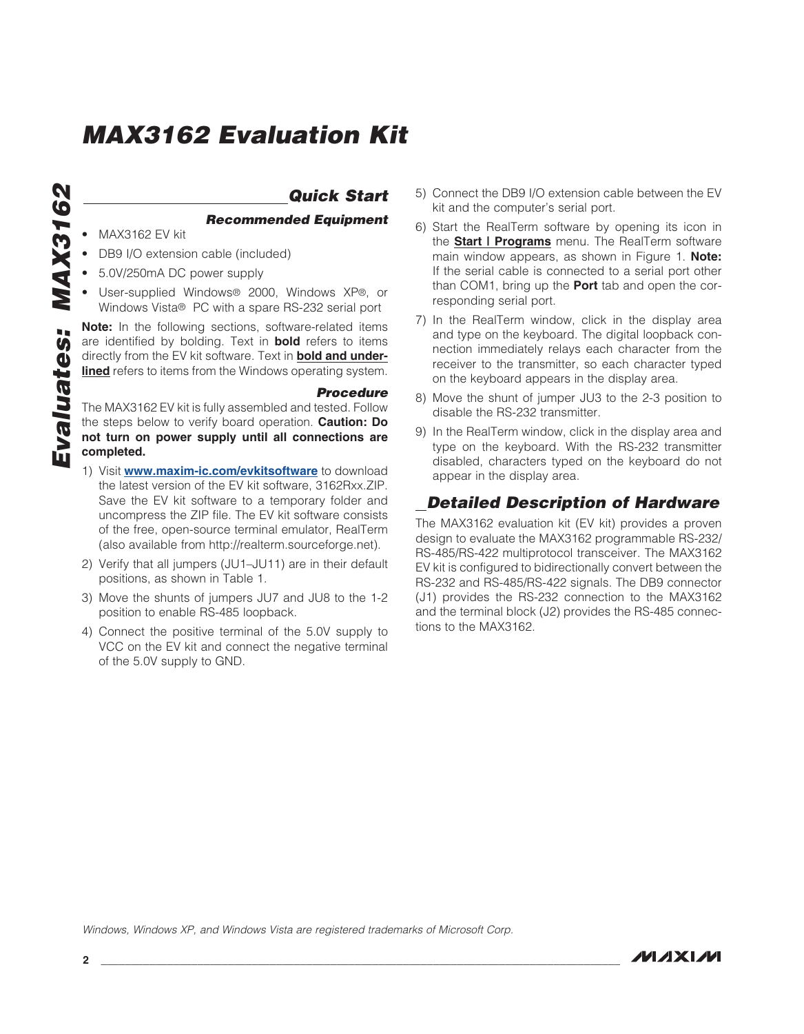## Quick Start

### Recommended Equipment

- MAX3162 EV kit
- DB9 I/O extension cable (included)
- 5.0V/250mA DC power supply
- User-supplied Windows® 2000, Windows XP®, or Windows Vista® PC with a spare RS-232 serial port

**Note:** In the following sections, software-related items are identified by bolding. Text in **bold** refers to items directly from the EV kit software. Text in **bold and underlined** refers to items from the Windows operating system.

### Procedure

The MAX3162 EV kit is fully assembled and tested. Follow the steps below to verify board operation. **Caution: Do not turn on power supply until all connections are completed.**

1) Visit **www.maxim-ic.com/evkitsoftware** to download the latest version of the EV kit software, 3162Rxx.ZIP. Save the EV kit software to a temporary folder and uncompress the ZIP file. The EV kit software consists of the free, open-source terminal emulator, RealTerm (also available from http://realterm.sourceforge.net).
2) Verify that all jumpers (JU1–JU11) are in their default positions, as shown in Table 1.
3) Move the shunts of jumpers JU7 and JU8 to the 1-2 position to enable RS-485 loopback.
4) Connect the positive terminal of the 5.0V supply to VCC on the EV kit and connect the negative terminal of the 5.0V supply to GND.
5) Connect the DB9 I/O extension cable between the EV kit and the computer's serial port.
6) Start the RealTerm software by opening its icon in the **Start | Programs** menu. The RealTerm software main window appears, as shown in Figure 1. **Note:** If the serial cable is connected to a serial port other than COM1, bring up the **Port** tab and open the corresponding serial port.
7) In the RealTerm window, click in the display area and type on the keyboard. The digital loopback connection immediately relays each character from the receiver to the transmitter, so each character typed on the keyboard appears in the display area.
8) Move the shunt of jumper JU3 to the 2-3 position to disable the RS-232 transmitter.
9) In the RealTerm window, click in the display area and type on the keyboard. With the RS-232 transmitter disabled, characters typed on the keyboard do not appear in the display area.

## Detailed Description of Hardware

The MAX3162 evaluation kit (EV kit) provides a proven design to evaluate the MAX3162 programmable RS-232/RS-485/RS-422 multiprotocol transceiver. The MAX3162 EV kit is configured to bidirectionally convert between the RS-232 and RS-485/RS-422 signals. The DB9 connector (J1) provides the RS-232 connection to the MAX3162 and the terminal block (J2) provides the RS-485 connections to the MAX3162.

*Windows, Windows XP, and Windows Vista are registered trademarks of Microsoft Corp.*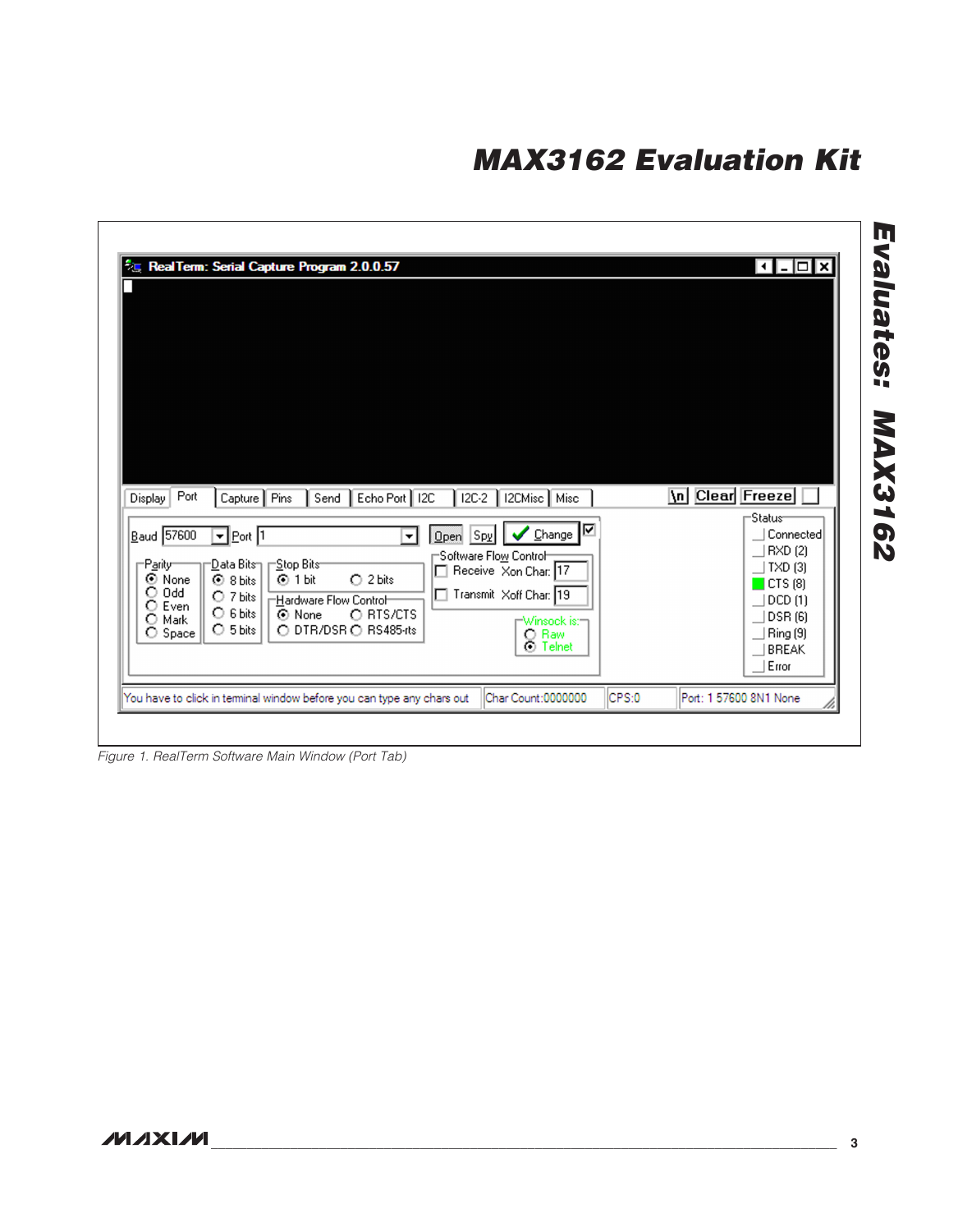Figure 1. RealTerm Software Main Window (Port Tab)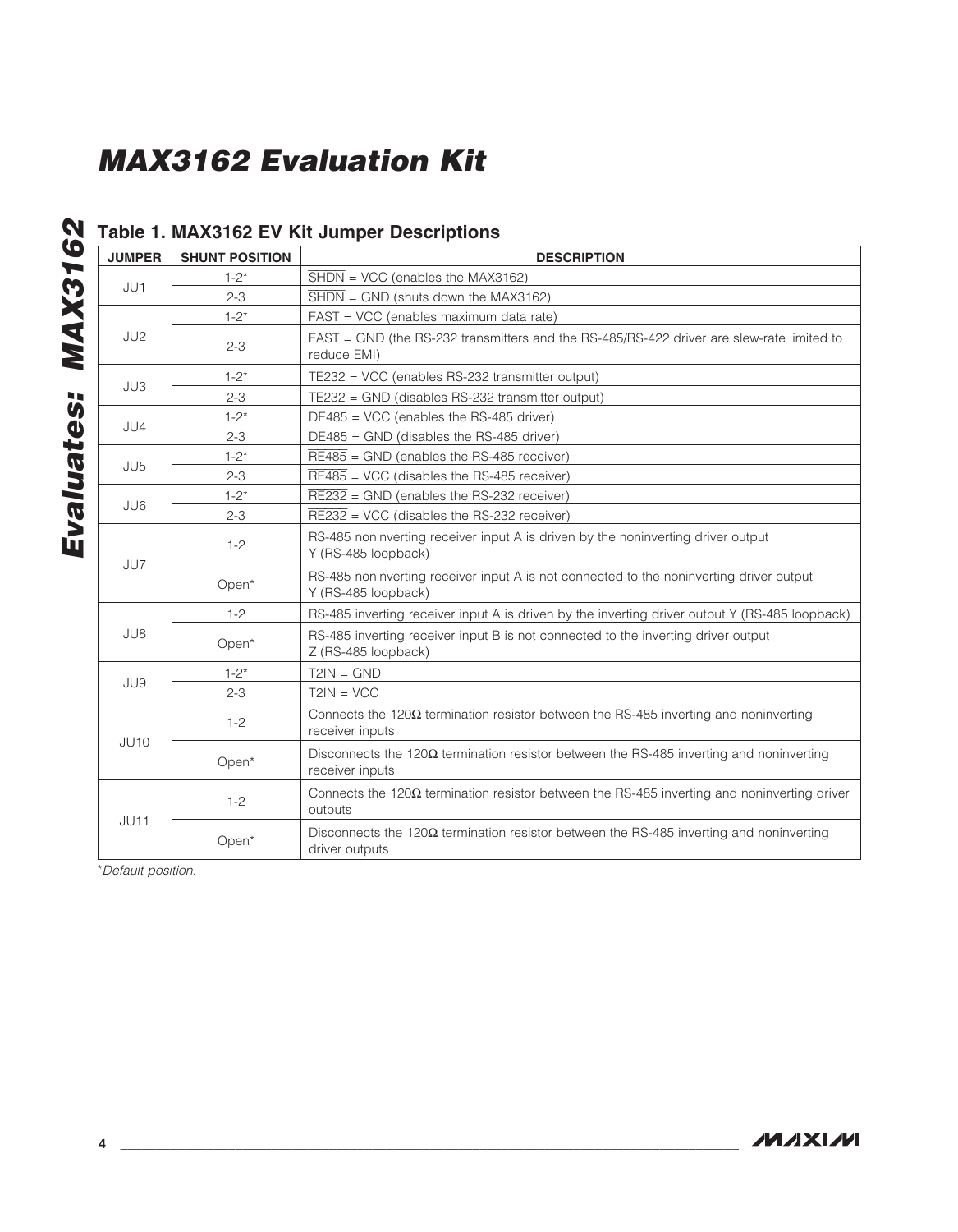# MAX3162 Evaluation Kit

## Table 1. MAX3162 EV Kit Jumper Descriptions

| JUMPER | SHUNT POSITION | DESCRIPTION |
|---|---|---|
| JU1 | 1-2* | $\overline{SHDN}$ = VCC (enables the MAX3162) |
| | 2-3 | $\overline{SHDN}$ = GND (shuts down the MAX3162) |
| JU2 | 1-2* | FAST = VCC (enables maximum data rate) |
| | 2-3 | FAST = GND (the RS-232 transmitters and the RS-485/RS-422 driver are slew-rate limited to reduce EMI) |
| JU3 | 1-2* | TE232 = VCC (enables RS-232 transmitter output) |
| | 2-3 | TE232 = GND (disables RS-232 transmitter output) |
| JU4 | 1-2* | DE485 = VCC (enables the RS-485 driver) |
| | 2-3 | DE485 = GND (disables the RS-485 driver) |
| JU5 | 1-2* | $\overline{RE485}$ = GND (enables the RS-485 receiver) |
| | 2-3 | $\overline{RE485}$ = VCC (disables the RS-485 receiver) |
| JU6 | 1-2* | $\overline{RE232}$ = GND (enables the RS-232 receiver) |
| | 2-3 | $\overline{RE232}$ = VCC (disables the RS-232 receiver) |
| JU7 | 1-2 | RS-485 noninverting receiver input A is driven by the noninverting driver output Y (RS-485 loopback) |
| | Open* | RS-485 noninverting receiver input A is not connected to the noninverting driver output Y (RS-485 loopback) |
| JU8 | 1-2 | RS-485 inverting receiver input A is driven by the inverting driver output Y (RS-485 loopback) |
| | Open* | RS-485 inverting receiver input B is not connected to the inverting driver output Z (RS-485 loopback) |
| JU9 | 1-2* | T2IN = GND |
| | 2-3 | T2IN = VCC |
| JU10 | 1-2 | Connects the 120Ω termination resistor between the RS-485 inverting and noninverting receiver inputs |
| | Open* | Disconnects the 120Ω termination resistor between the RS-485 inverting and noninverting receiver inputs |
| JU11 | 1-2 | Connects the 120Ω termination resistor between the RS-485 inverting and noninverting driver outputs |
| | Open* | Disconnects the 120Ω termination resistor between the RS-485 inverting and noninverting driver outputs |

**Default position.*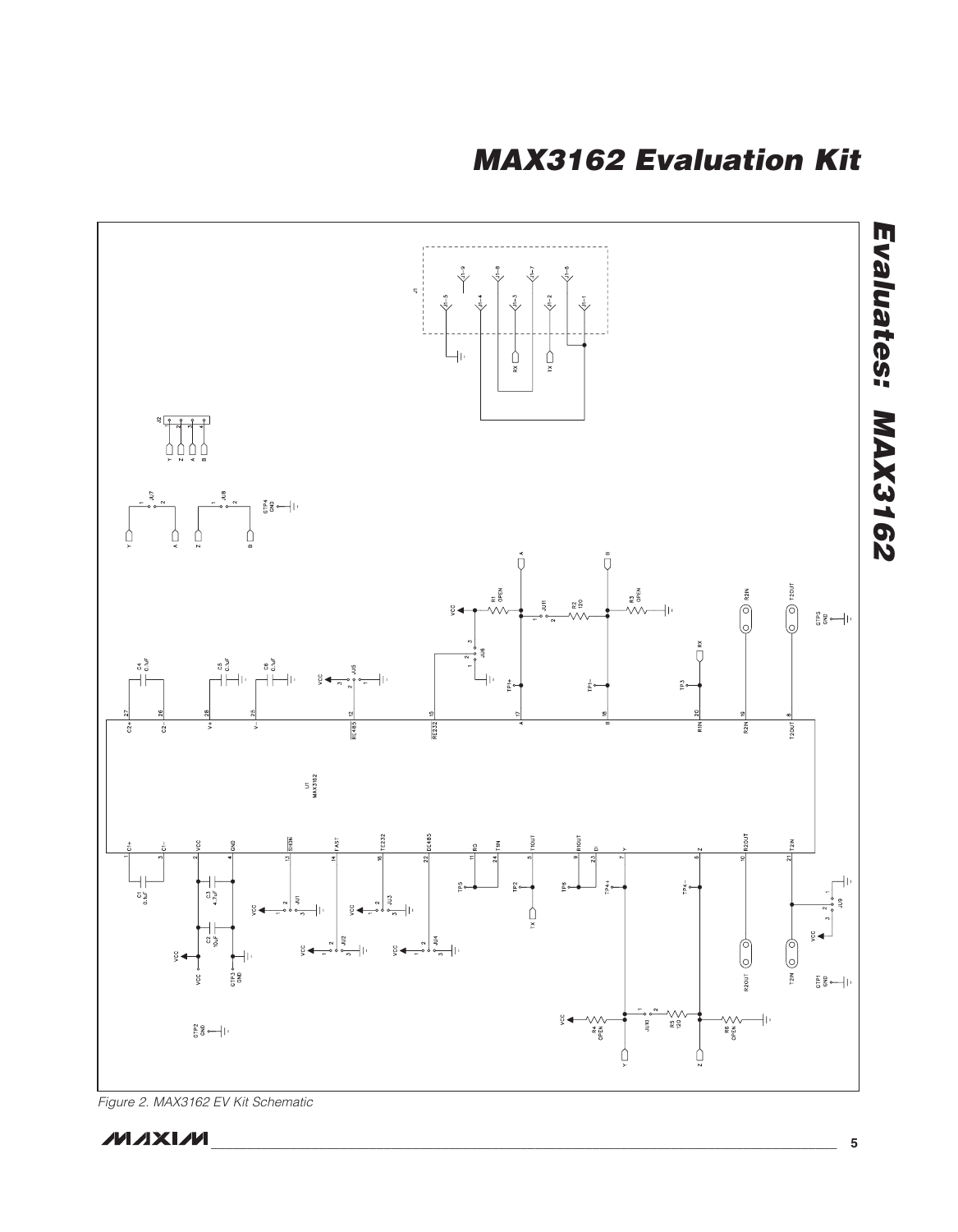Figure 2. MAX3162 EV Kit Schematic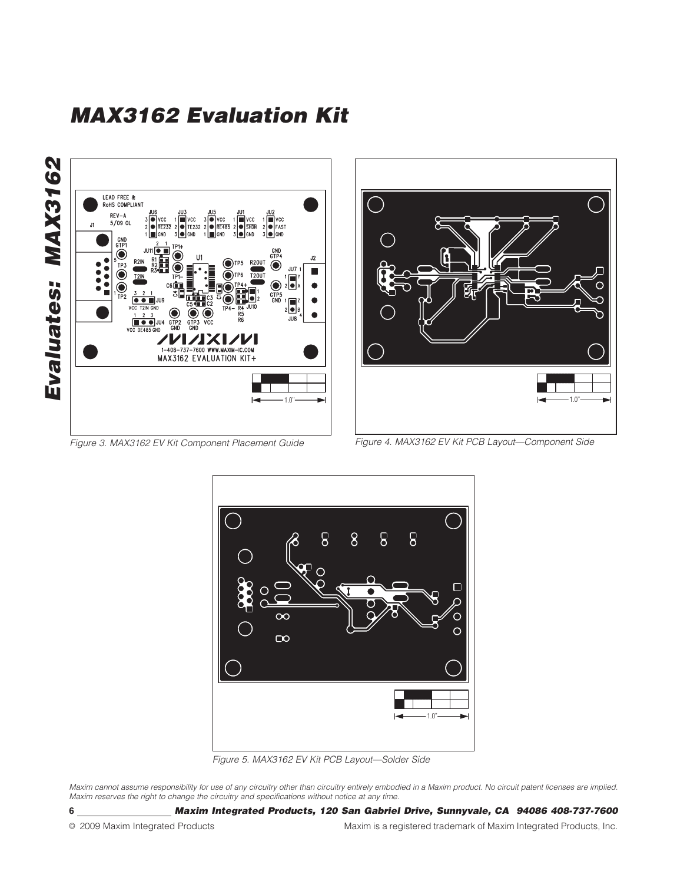# MAX3162 Evaluation Kit

Figure 3. MAX3162 EV Kit Component Placement Guide

Figure 4. MAX3162 EV Kit PCB Layout—Component Side

Figure 5. MAX3162 EV Kit PCB Layout—Solder Side

*Maxim cannot assume responsibility for use of any circuitry other than circuitry entirely embodied in a Maxim product. No circuit patent licenses are implied. Maxim reserves the right to change the circuitry and specifications without notice at any time.*

***Maxim Integrated Products, 120 San Gabriel Drive, Sunnyvale, CA 94086 408-737-7600***

© 2009 Maxim Integrated Products    Maxim is a registered trademark of Maxim Integrated Products, Inc.